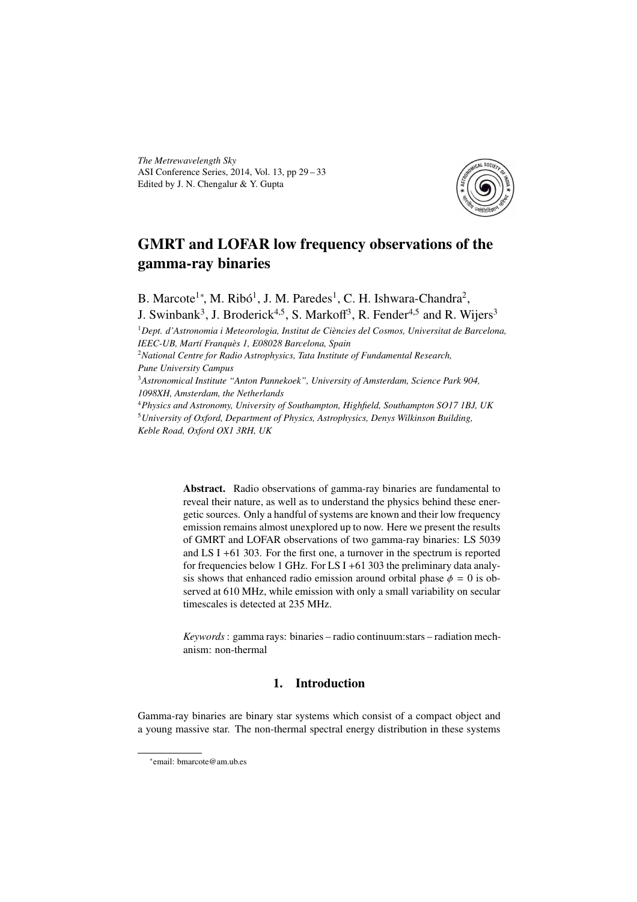*The Metrewavelength Sky*
ASI Conference Series, 2014, Vol. 13, pp 29 – 33
Edited by J. N. Chengalur & Y. Gupta

# GMRT and LOFAR low frequency observations of the gamma-ray binaries

B. Marcote[1*], M. Ribó[1], J. M. Paredes[1], C. H. Ishwara-Chandra[2], J. Swinbank[3], J. Broderick[4,5], S. Markoff[3], R. Fender[4,5] and R. Wijers[3]

[1]*Dept. d'Astronomia i Meteorologia, Institut de Ciències del Cosmos, Universitat de Barcelona, IEEC-UB, Martí Franquès 1, E08028 Barcelona, Spain*
[2]*National Centre for Radio Astrophysics, Tata Institute of Fundamental Research, Pune University Campus*
[3]*Astronomical Institute "Anton Pannekoek", University of Amsterdam, Science Park 904, 1098XH, Amsterdam, the Netherlands*
[4]*Physics and Astronomy, University of Southampton, Highfield, Southampton SO17 1BJ, UK*
[5]*University of Oxford, Department of Physics, Astrophysics, Denys Wilkinson Building, Keble Road, Oxford OX1 3RH, UK*

**Abstract.** Radio observations of gamma-ray binaries are fundamental to reveal their nature, as well as to understand the physics behind these energetic sources. Only a handful of systems are known and their low frequency emission remains almost unexplored up to now. Here we present the results of GMRT and LOFAR observations of two gamma-ray binaries: LS 5039 and LS I +61 303. For the first one, a turnover in the spectrum is reported for frequencies below 1 GHz. For LS I +61 303 the preliminary data analysis shows that enhanced radio emission around orbital phase $\phi = 0$ is observed at 610 MHz, while emission with only a small variability on secular timescales is detected at 235 MHz.

*Keywords* : gamma rays: binaries – radio continuum:stars – radiation mechanism: non-thermal

## 1. Introduction

Gamma-ray binaries are binary star systems which consist of a compact object and a young massive star. The non-thermal spectral energy distribution in these systems

*email: bmarcote@am.ub.es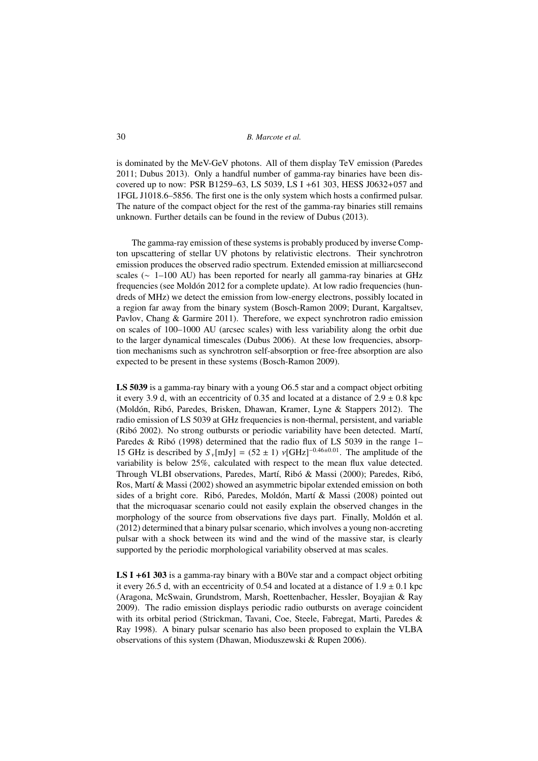is dominated by the MeV-GeV photons. All of them display TeV emission (Paredes 2011; Dubus 2013). Only a handful number of gamma-ray binaries have been discovered up to now: PSR B1259–63, LS 5039, LS I +61 303, HESS J0632+057 and 1FGL J1018.6–5856. The first one is the only system which hosts a confirmed pulsar. The nature of the compact object for the rest of the gamma-ray binaries still remains unknown. Further details can be found in the review of Dubus (2013).

The gamma-ray emission of these systems is probably produced by inverse Compton upscattering of stellar UV photons by relativistic electrons. Their synchrotron emission produces the observed radio spectrum. Extended emission at milliarcsecond scales ($\sim$ 1–100 AU) has been reported for nearly all gamma-ray binaries at GHz frequencies (see Moldón 2012 for a complete update). At low radio frequencies (hundreds of MHz) we detect the emission from low-energy electrons, possibly located in a region far away from the binary system (Bosch-Ramon 2009; Durant, Kargaltsev, Pavlov, Chang & Garmire 2011). Therefore, we expect synchrotron radio emission on scales of 100–1000 AU (arcsec scales) with less variability along the orbit due to the larger dynamical timescales (Dubus 2006). At these low frequencies, absorption mechanisms such as synchrotron self-absorption or free-free absorption are also expected to be present in these systems (Bosch-Ramon 2009).

**LS 5039** is a gamma-ray binary with a young O6.5 star and a compact object orbiting it every 3.9 d, with an eccentricity of 0.35 and located at a distance of $2.9 \pm 0.8$ kpc (Moldón, Ribó, Paredes, Brisken, Dhawan, Kramer, Lyne & Stappers 2012). The radio emission of LS 5039 at GHz frequencies is non-thermal, persistent, and variable (Ribó 2002). No strong outbursts or periodic variability have been detected. Martí, Paredes & Ribó (1998) determined that the radio flux of LS 5039 in the range 1–15 GHz is described by $S_\nu[\mathrm{mJy}] = (52 \pm 1)\ \nu[\mathrm{GHz}]^{-0.46\pm0.01}$. The amplitude of the variability is below 25%, calculated with respect to the mean flux value detected. Through VLBI observations, Paredes, Martí, Ribó & Massi (2000); Paredes, Ribó, Ros, Martí & Massi (2002) showed an asymmetric bipolar extended emission on both sides of a bright core. Ribó, Paredes, Moldón, Martí & Massi (2008) pointed out that the microquasar scenario could not easily explain the observed changes in the morphology of the source from observations five days part. Finally, Moldón et al. (2012) determined that a binary pulsar scenario, which involves a young non-accreting pulsar with a shock between its wind and the wind of the massive star, is clearly supported by the periodic morphological variability observed at mas scales.

**LS I +61 303** is a gamma-ray binary with a B0Ve star and a compact object orbiting it every 26.5 d, with an eccentricity of 0.54 and located at a distance of $1.9 \pm 0.1$ kpc (Aragona, McSwain, Grundstrom, Marsh, Roettenbacher, Hessler, Boyajian & Ray 2009). The radio emission displays periodic radio outbursts on average coincident with its orbital period (Strickman, Tavani, Coe, Steele, Fabregat, Marti, Paredes & Ray 1998). A binary pulsar scenario has also been proposed to explain the VLBA observations of this system (Dhawan, Mioduszewski & Rupen 2006).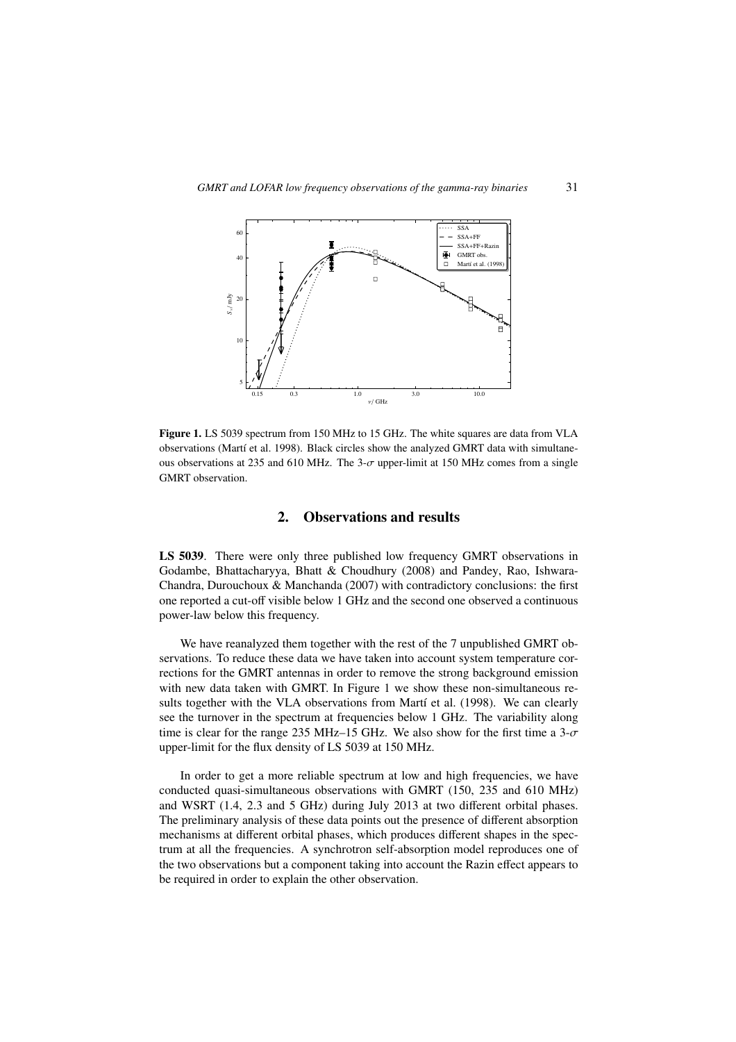**Figure 1.** LS 5039 spectrum from 150 MHz to 15 GHz. The white squares are data from VLA observations (Martí et al. 1998). Black circles show the analyzed GMRT data with simultaneous observations at 235 and 610 MHz. The 3-$\sigma$ upper-limit at 150 MHz comes from a single GMRT observation.

## 2. Observations and results

**LS 5039**. There were only three published low frequency GMRT observations in Godambe, Bhattacharyya, Bhatt & Choudhury (2008) and Pandey, Rao, Ishwara-Chandra, Durouchoux & Manchanda (2007) with contradictory conclusions: the first one reported a cut-off visible below 1 GHz and the second one observed a continuous power-law below this frequency.

We have reanalyzed them together with the rest of the 7 unpublished GMRT observations. To reduce these data we have taken into account system temperature corrections for the GMRT antennas in order to remove the strong background emission with new data taken with GMRT. In Figure 1 we show these non-simultaneous results together with the VLA observations from Martí et al. (1998). We can clearly see the turnover in the spectrum at frequencies below 1 GHz. The variability along time is clear for the range 235 MHz–15 GHz. We also show for the first time a 3-$\sigma$ upper-limit for the flux density of LS 5039 at 150 MHz.

In order to get a more reliable spectrum at low and high frequencies, we have conducted quasi-simultaneous observations with GMRT (150, 235 and 610 MHz) and WSRT (1.4, 2.3 and 5 GHz) during July 2013 at two different orbital phases. The preliminary analysis of these data points out the presence of different absorption mechanisms at different orbital phases, which produces different shapes in the spectrum at all the frequencies. A synchrotron self-absorption model reproduces one of the two observations but a component taking into account the Razin effect appears to be required in order to explain the other observation.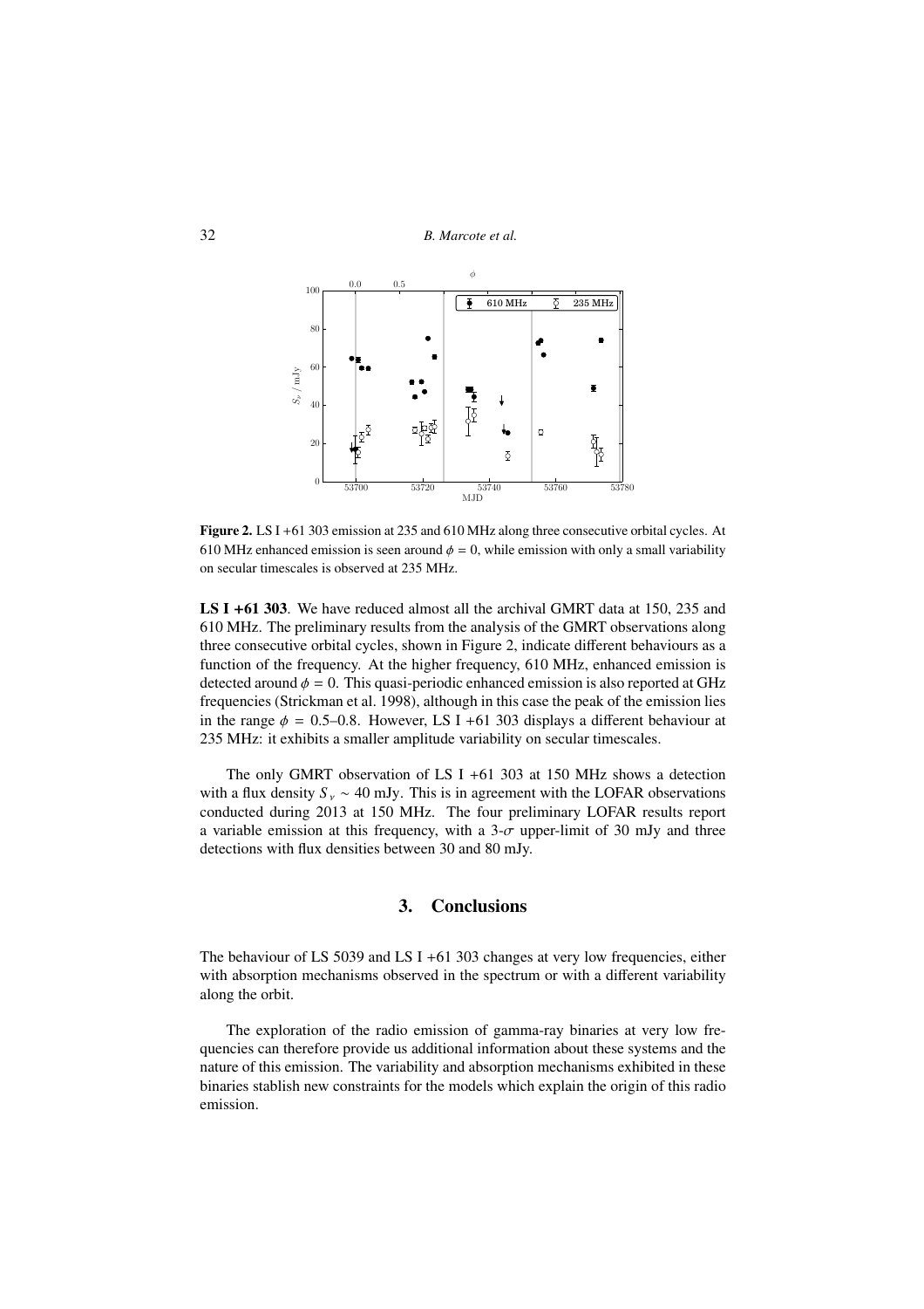**Figure 2.** LS I +61 303 emission at 235 and 610 MHz along three consecutive orbital cycles. At 610 MHz enhanced emission is seen around $\phi = 0$, while emission with only a small variability on secular timescales is observed at 235 MHz.

**LS I +61 303**. We have reduced almost all the archival GMRT data at 150, 235 and 610 MHz. The preliminary results from the analysis of the GMRT observations along three consecutive orbital cycles, shown in Figure 2, indicate different behaviours as a function of the frequency. At the higher frequency, 610 MHz, enhanced emission is detected around $\phi = 0$. This quasi-periodic enhanced emission is also reported at GHz frequencies (Strickman et al. 1998), although in this case the peak of the emission lies in the range $\phi = 0.5$–$0.8$. However, LS I +61 303 displays a different behaviour at 235 MHz: it exhibits a smaller amplitude variability on secular timescales.

The only GMRT observation of LS I +61 303 at 150 MHz shows a detection with a flux density $S_\nu \sim 40$ mJy. This is in agreement with the LOFAR observations conducted during 2013 at 150 MHz. The four preliminary LOFAR results report a variable emission at this frequency, with a 3-$\sigma$ upper-limit of 30 mJy and three detections with flux densities between 30 and 80 mJy.

## 3. Conclusions

The behaviour of LS 5039 and LS I +61 303 changes at very low frequencies, either with absorption mechanisms observed in the spectrum or with a different variability along the orbit.

The exploration of the radio emission of gamma-ray binaries at very low frequencies can therefore provide us additional information about these systems and the nature of this emission. The variability and absorption mechanisms exhibited in these binaries stablish new constraints for the models which explain the origin of this radio emission.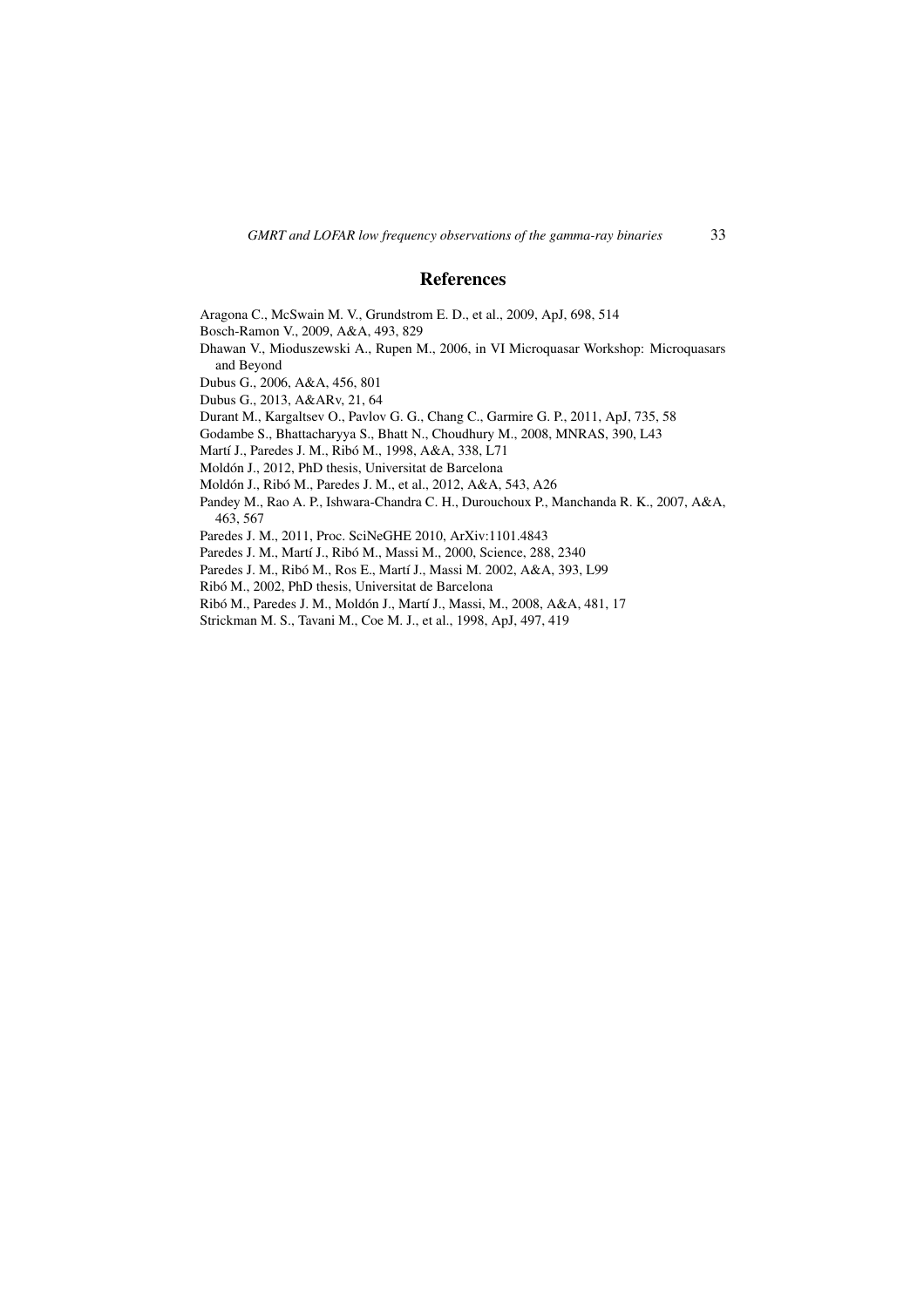# References

Aragona C., McSwain M. V., Grundstrom E. D., et al., 2009, ApJ, 698, 514

Bosch-Ramon V., 2009, A&A, 493, 829

Dhawan V., Mioduszewski A., Rupen M., 2006, in VI Microquasar Workshop: Microquasars and Beyond

Dubus G., 2006, A&A, 456, 801

Dubus G., 2013, A&ARv, 21, 64

Durant M., Kargaltsev O., Pavlov G. G., Chang C., Garmire G. P., 2011, ApJ, 735, 58

Godambe S., Bhattacharyya S., Bhatt N., Choudhury M., 2008, MNRAS, 390, L43

Martí J., Paredes J. M., Ribó M., 1998, A&A, 338, L71

Moldón J., 2012, PhD thesis, Universitat de Barcelona

Moldón J., Ribó M., Paredes J. M., et al., 2012, A&A, 543, A26

Pandey M., Rao A. P., Ishwara-Chandra C. H., Durouchoux P., Manchanda R. K., 2007, A&A, 463, 567

Paredes J. M., 2011, Proc. SciNeGHE 2010, ArXiv:1101.4843

Paredes J. M., Martí J., Ribó M., Massi M., 2000, Science, 288, 2340

Paredes J. M., Ribó M., Ros E., Martí J., Massi M. 2002, A&A, 393, L99

Ribó M., 2002, PhD thesis, Universitat de Barcelona

Ribó M., Paredes J. M., Moldón J., Martí J., Massi, M., 2008, A&A, 481, 17

Strickman M. S., Tavani M., Coe M. J., et al., 1998, ApJ, 497, 419